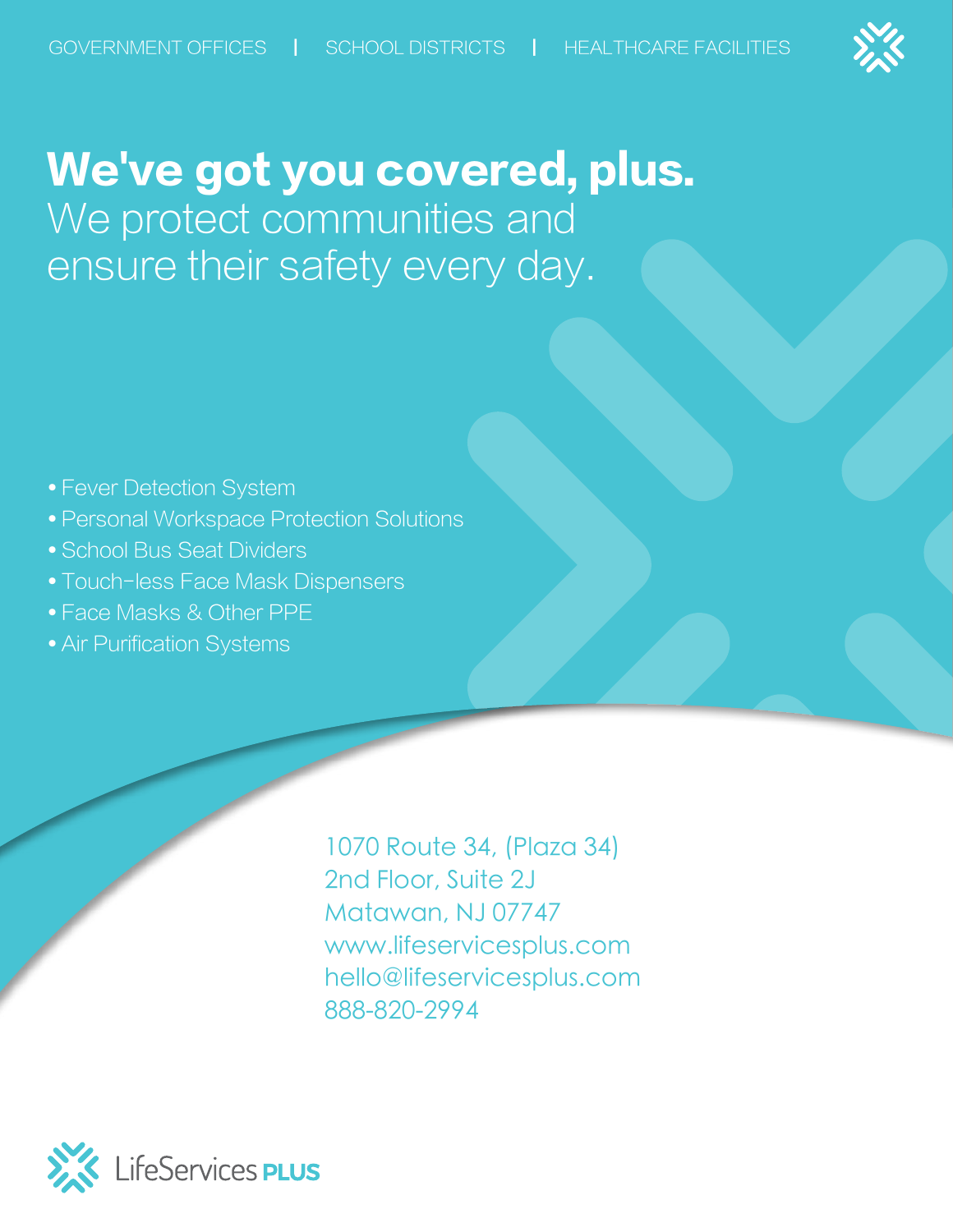GOVERNMENT OFFICES | SCHOOL DISTRICTS | HEALTHCARE FACILITIES

# We've got you covered, plus.

We protect communities and ensure their safety every day.

- Fever Detection System
- Personal Workspace Protection Solutions
- School Bus Seat Dividers
- Touch-less Face Mask Dispensers
- Face Masks & Other PPE
- Air Purification Systems

1070 Route 34, (Plaza 34)
2nd Floor, Suite 2J
Matawan, NJ 07747
www.lifeservicesplus.com
hello@lifeservicesplus.com
888-820-2994

LifeServices **PLUS**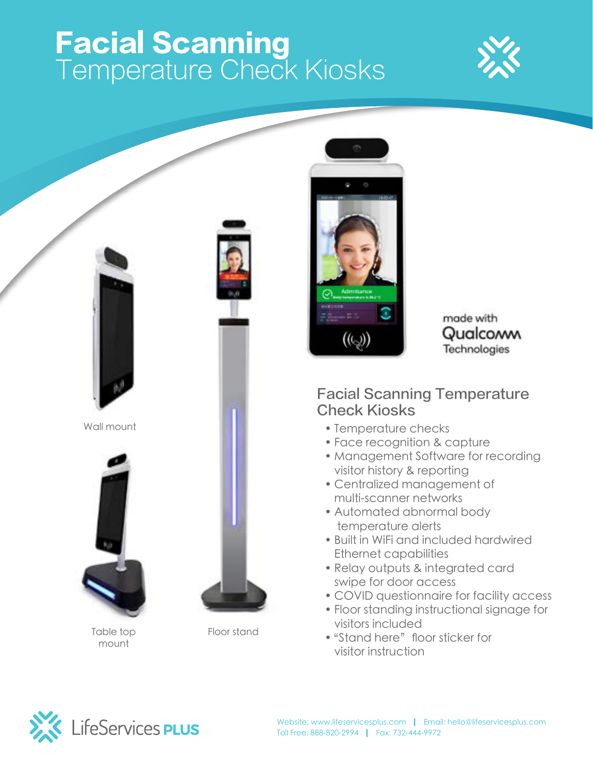# **Facial Scanning** Temperature Check Kiosks

Wall mount

Table top mount

Floor stand

made with Qualcomm Technologies

## Facial Scanning Temperature Check Kiosks

- Temperature checks
- Face recognition & capture
- Management Software for recording visitor history & reporting
- Centralized management of multi-scanner networks
- Automated abnormal body temperature alerts
- Built in WiFi and included hardwired Ethernet capabilities
- Relay outputs & integrated card swipe for door access
- COVID questionnaire for facility access
- Floor standing instructional signage for visitors included
- "Stand here" floor sticker for visitor instruction

LifeServices PLUS

Website: www.lifeservicesplus.com | Email: hello@lifeservicesplus.com
Toll Free: 888-820-2994 | Fax: 732-444-9972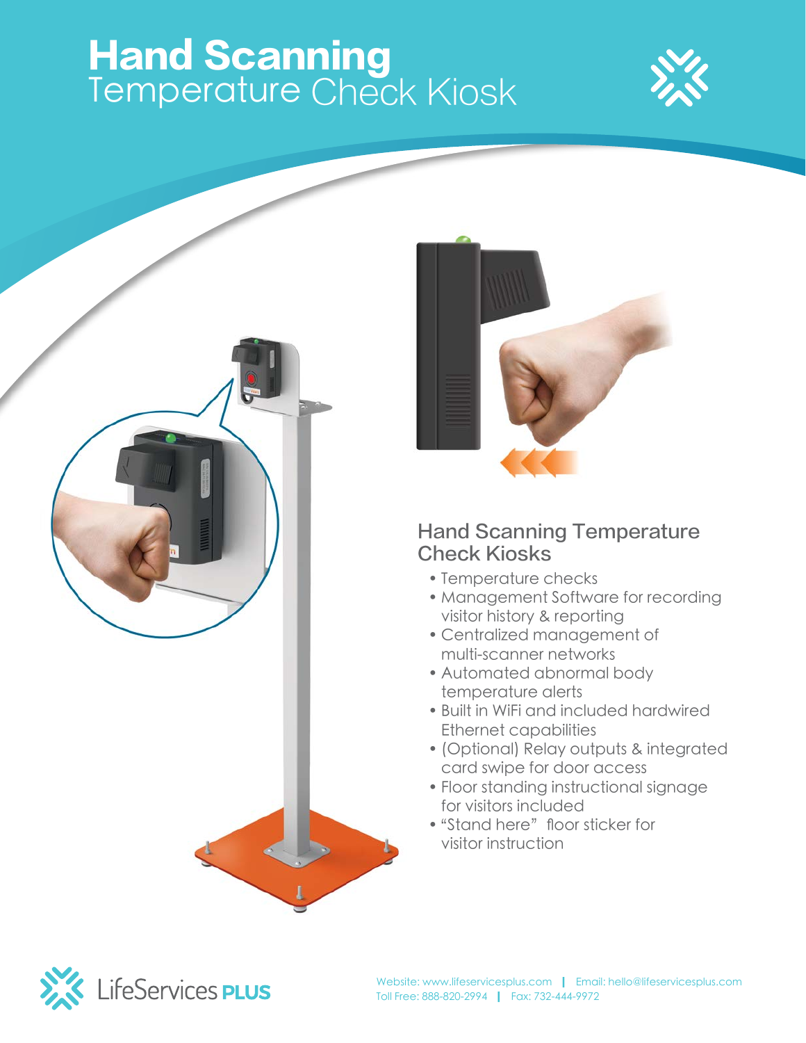# Hand Scanning Temperature Check Kiosk

## Hand Scanning Temperature Check Kiosks

- Temperature checks
- Management Software for recording visitor history & reporting
- Centralized management of multi-scanner networks
- Automated abnormal body temperature alerts
- Built in WiFi and included hardwired Ethernet capabilities
- (Optional) Relay outputs & integrated card swipe for door access
- Floor standing instructional signage for visitors included
- "Stand here" floor sticker for visitor instruction

LifeServices PLUS

Website: www.lifeservicesplus.com | Email: hello@lifeservicesplus.com
Toll Free: 888-820-2994 | Fax: 732-444-9972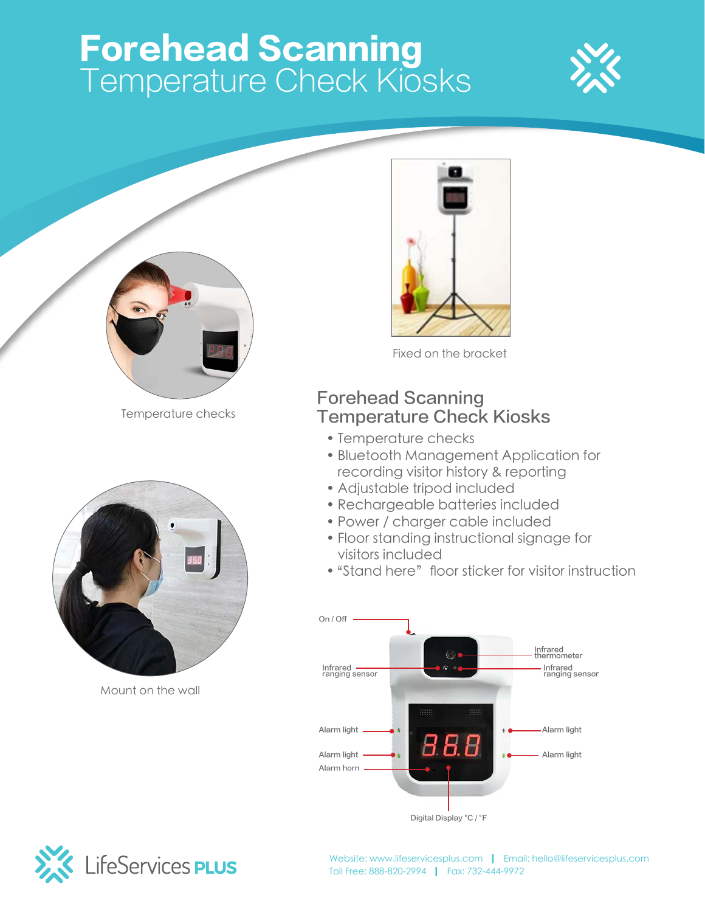# **Forehead Scanning** Temperature Check Kiosks

Temperature checks

Fixed on the bracket

Mount on the wall

## Forehead Scanning Temperature Check Kiosks

- Temperature checks
- Bluetooth Management Application for recording visitor history & reporting
- Adjustable tripod included
- Rechargeable batteries included
- Power / charger cable included
- Floor standing instructional signage for visitors included
- "Stand here" floor sticker for visitor instruction

On / Off

Infrared ranging sensor

Infrared thermometer

Infrared ranging sensor

Alarm light

Alarm light

Alarm light

Alarm light

Alarm horn

Digital Display °C / °F

LifeServices **PLUS**

Website: www.lifeservicesplus.com | Email: hello@lifeservicesplus.com
Toll Free: 888-820-2994 | Fax: 732-444-9972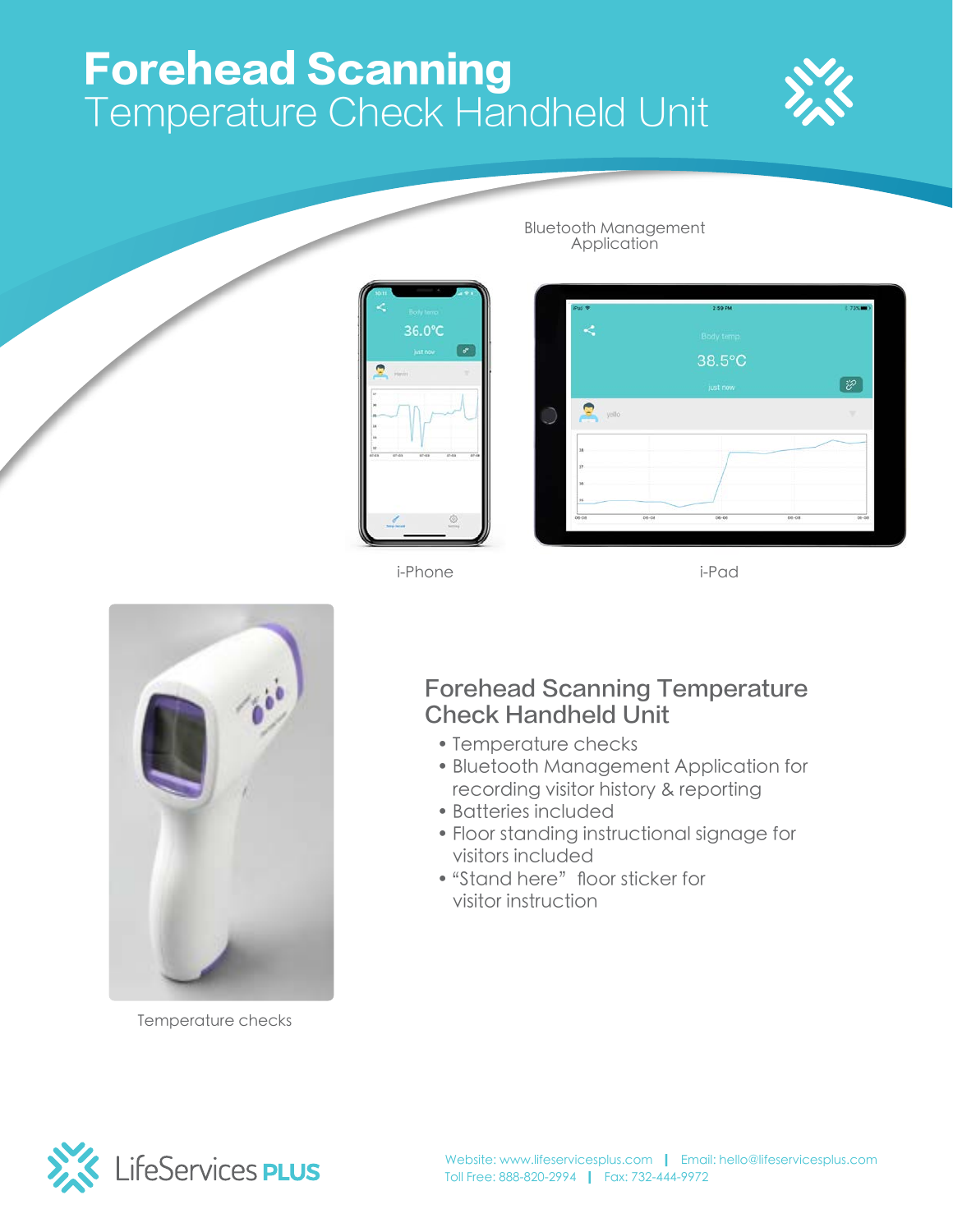# Forehead Scanning
## Temperature Check Handheld Unit

Bluetooth Management Application

i-Phone

i-Pad

Temperature checks

## Forehead Scanning Temperature Check Handheld Unit

- Temperature checks
- Bluetooth Management Application for recording visitor history & reporting
- Batteries included
- Floor standing instructional signage for visitors included
- “Stand here” floor sticker for visitor instruction

LifeServices **PLUS**

Website: www.lifeservicesplus.com | Email: hello@lifeservicesplus.com
Toll Free: 888-820-2994 | Fax: 732-444-9972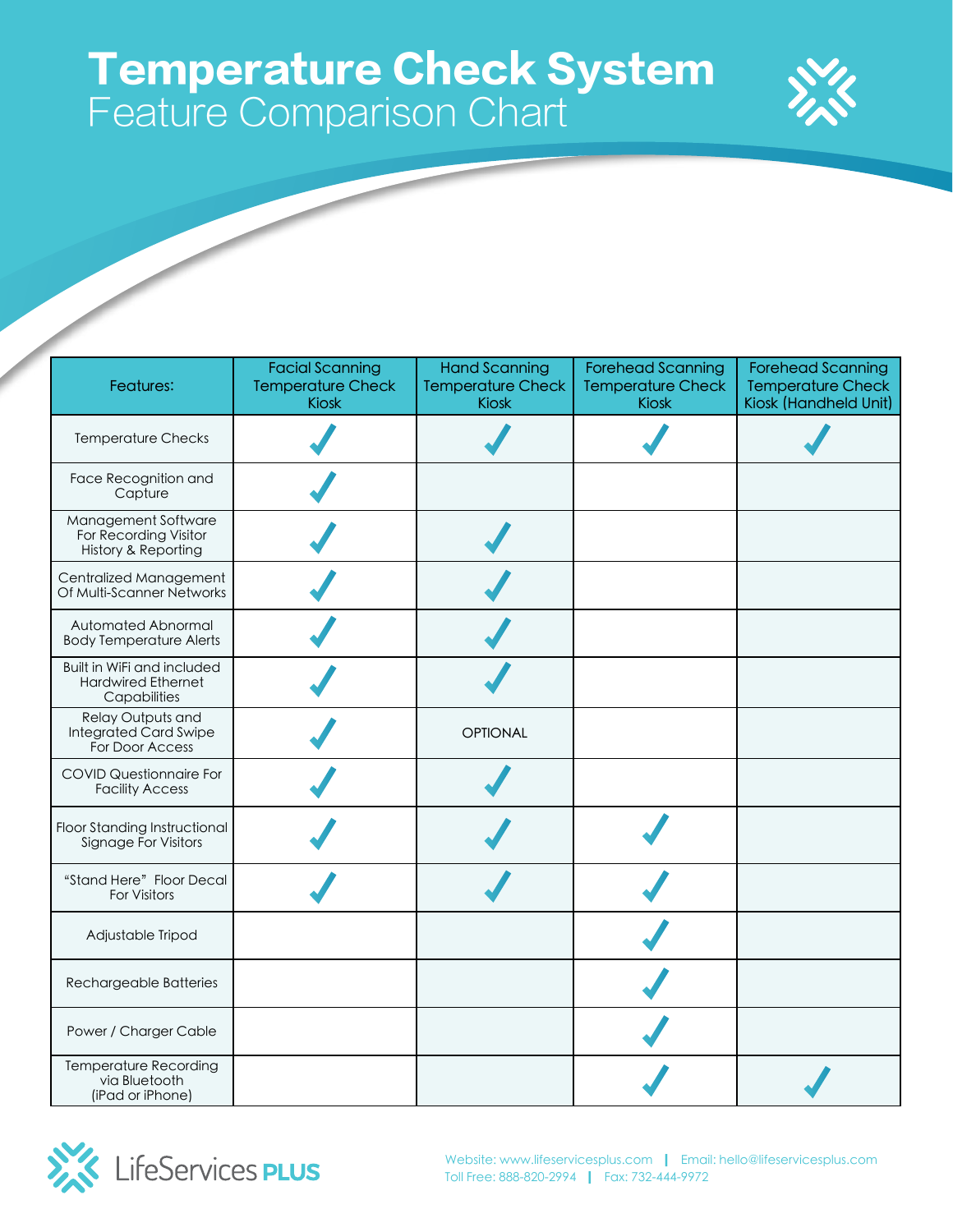# Temperature Check System
## Feature Comparison Chart

| Features: | Facial Scanning Temperature Check Kiosk | Hand Scanning Temperature Check Kiosk | Forehead Scanning Temperature Check Kiosk | Forehead Scanning Temperature Check Kiosk (Handheld Unit) |
|---|---|---|---|---|
| Temperature Checks | ✓ | ✓ | ✓ | ✓ |
| Face Recognition and Capture | ✓ | | | |
| Management Software For Recording Visitor History & Reporting | ✓ | ✓ | | |
| Centralized Management Of Multi-Scanner Networks | ✓ | ✓ | | |
| Automated Abnormal Body Temperature Alerts | ✓ | ✓ | | |
| Built in WiFi and included Hardwired Ethernet Capabilities | ✓ | ✓ | | |
| Relay Outputs and Integrated Card Swipe For Door Access | ✓ | OPTIONAL | | |
| COVID Questionnaire For Facility Access | ✓ | ✓ | | |
| Floor Standing Instructional Signage For Visitors | ✓ | ✓ | ✓ | |
| "Stand Here" Floor Decal For Visitors | ✓ | ✓ | ✓ | |
| Adjustable Tripod | | | ✓ | |
| Rechargeable Batteries | | | ✓ | |
| Power / Charger Cable | | | ✓ | |
| Temperature Recording via Bluetooth (iPad or iPhone) | | | ✓ | ✓ |

LifeServices PLUS

Website: www.lifeservicesplus.com | Email: hello@lifeservicesplus.com
Toll Free: 888-820-2994 | Fax: 732-444-9972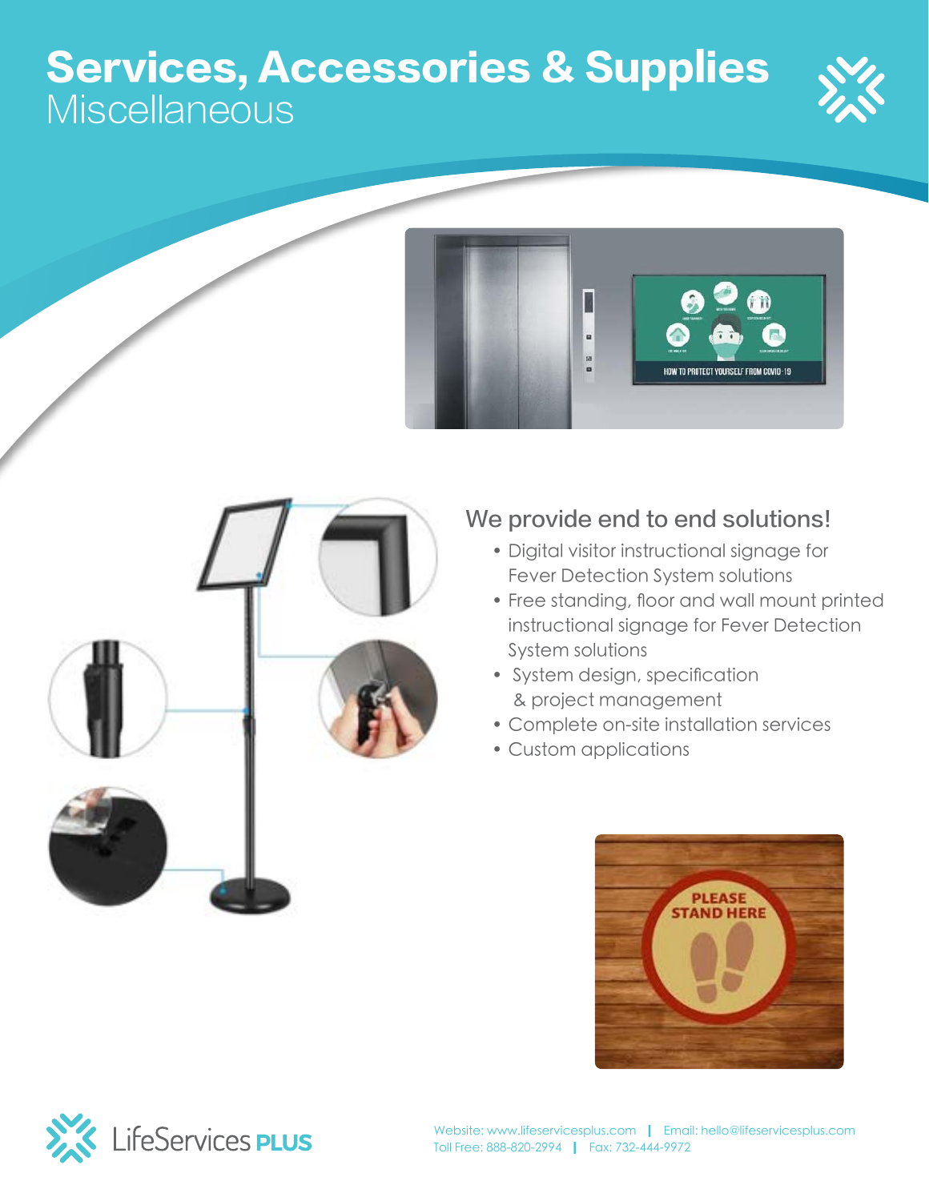# Services, Accessories & Supplies

## Miscellaneous

### We provide end to end solutions!

- Digital visitor instructional signage for Fever Detection System solutions
- Free standing, floor and wall mount printed instructional signage for Fever Detection System solutions
- System design, specification & project management
- Complete on-site installation services
- Custom applications

LifeServices **PLUS**

Website: www.lifeservicesplus.com | Email: hello@lifeservicesplus.com
Toll Free: 888-820-2994 | Fax: 732-444-9972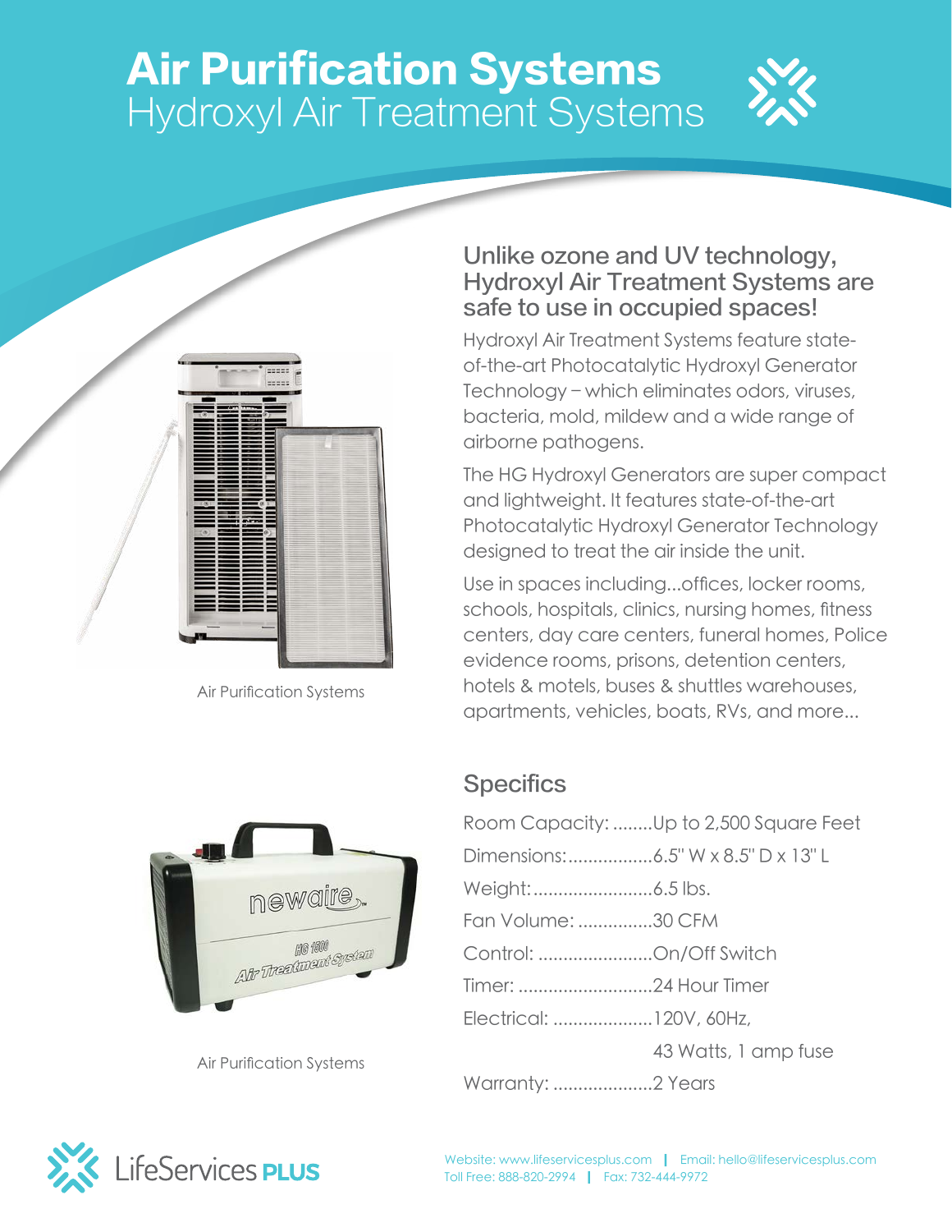# Air Purification Systems
## Hydroxyl Air Treatment Systems

Air Purification Systems

Air Purification Systems

### Unlike ozone and UV technology, Hydroxyl Air Treatment Systems are safe to use in occupied spaces!

Hydroxyl Air Treatment Systems feature state-of-the-art Photocatalytic Hydroxyl Generator Technology – which eliminates odors, viruses, bacteria, mold, mildew and a wide range of airborne pathogens.

The HG Hydroxyl Generators are super compact and lightweight. It features state-of-the-art Photocatalytic Hydroxyl Generator Technology designed to treat the air inside the unit.

Use in spaces including...offices, locker rooms, schools, hospitals, clinics, nursing homes, fitness centers, day care centers, funeral homes, Police evidence rooms, prisons, detention centers, hotels & motels, buses & shuttles warehouses, apartments, vehicles, boats, RVs, and more...

### Specifics

Room Capacity: ........Up to 2,500 Square Feet

Dimensions:.................6.5" W x 8.5" D x 13" L

Weight:........................6.5 lbs.

Fan Volume: ...............30 CFM

Control: .......................On/Off Switch

Timer: ...........................24 Hour Timer

Electrical: ....................120V, 60Hz, 43 Watts, 1 amp fuse

Warranty: ....................2 Years

LifeServices PLUS

Website: www.lifeservicesplus.com | Email: hello@lifeservicesplus.com
Toll Free: 888-820-2994 | Fax: 732-444-9972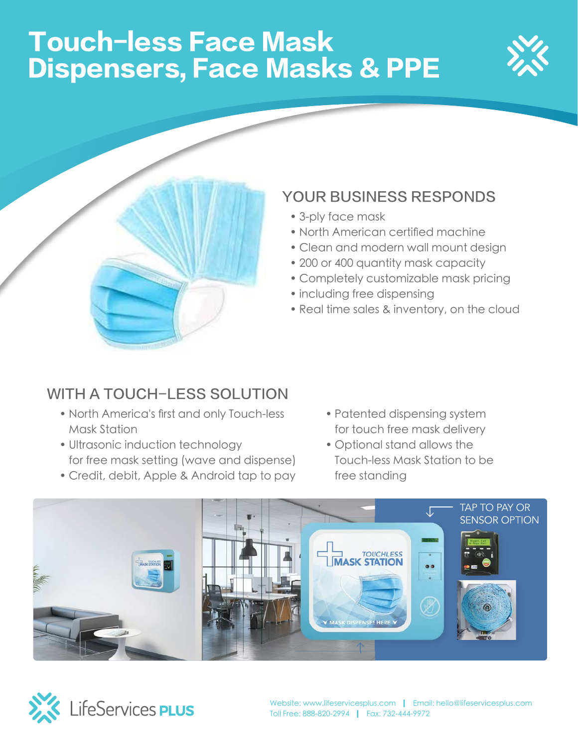# Touch-less Face Mask Dispensers, Face Masks & PPE

## YOUR BUSINESS RESPONDS

- 3-ply face mask
- North American certified machine
- Clean and modern wall mount design
- 200 or 400 quantity mask capacity
- Completely customizable mask pricing
- including free dispensing
- Real time sales & inventory, on the cloud

## WITH A TOUCH-LESS SOLUTION

- North America's first and only Touch-less Mask Station
- Ultrasonic induction technology for free mask setting (wave and dispense)
- Credit, debit, Apple & Android tap to pay
- Patented dispensing system for touch free mask delivery
- Optional stand allows the Touch-less Mask Station to be free standing

TAP TO PAY OR SENSOR OPTION

LifeServices PLUS

Website: www.lifeservicesplus.com | Email: hello@lifeservicesplus.com
Toll Free: 888-820-2994 | Fax: 732-444-9972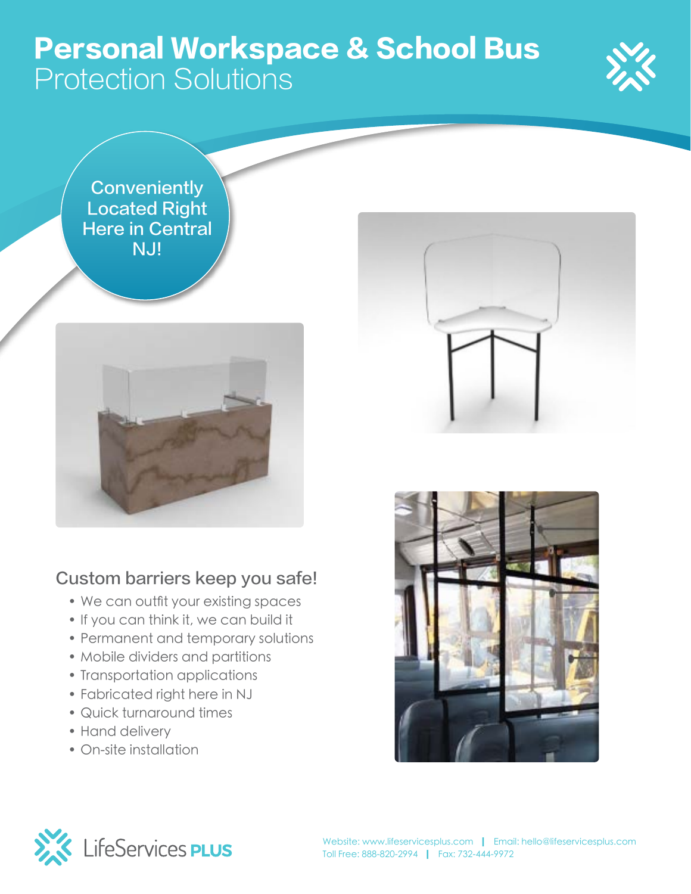# **Personal Workspace & School Bus** Protection Solutions

Conveniently Located Right Here in Central NJ!

## Custom barriers keep you safe!

- We can outfit your existing spaces
- If you can think it, we can build it
- Permanent and temporary solutions
- Mobile dividers and partitions
- Transportation applications
- Fabricated right here in NJ
- Quick turnaround times
- Hand delivery
- On-site installation

LifeServices **PLUS**

Website: www.lifeservicesplus.com | Email: hello@lifeservicesplus.com
Toll Free: 888-820-2994 | Fax: 732-444-9972